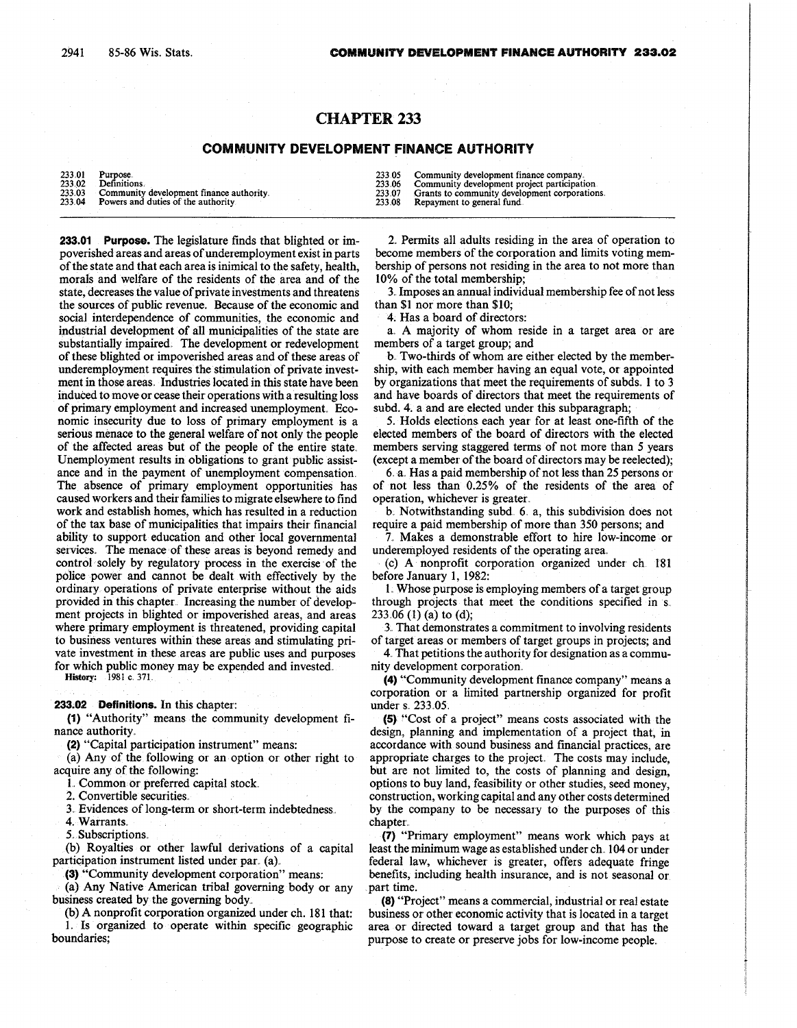# CHAPTER 233

## COMMUNITY DEVELOPMENT FINANCE AUTHORITY

| | | | |
|---|---|---|---|
| 233.01 | Purpose. | 233.05 | Community development finance company. |
| 233.02 | Definitions. | 233.06 | Community development project participation. |
| 233.03 | Community development finance authority. | 233.07 | Grants to community development corporations. |
| 233.04 | Powers and duties of the authority | 233.08 | Repayment to general fund. |

**233.01 Purpose.** The legislature finds that blighted or impoverished areas and areas of underemployment exist in parts of the state and that each area is inimical to the safety, health, morals and welfare of the residents of the area and of the state, decreases the value of private investments and threatens the sources of public revenue. Because of the economic and social interdependence of communities, the economic and industrial development of all municipalities of the state are substantially impaired. The development or redevelopment of these blighted or impoverished areas and of these areas of underemployment requires the stimulation of private investment in those areas. Industries located in this state have been induced to move or cease their operations with a resulting loss of primary employment and increased unemployment. Economic insecurity due to loss of primary employment is a serious menace to the general welfare of not only the people of the affected areas but of the people of the entire state. Unemployment results in obligations to grant public assistance and in the payment of unemployment compensation. The absence of primary employment opportunities has caused workers and their families to migrate elsewhere to find work and establish homes, which has resulted in a reduction of the tax base of municipalities that impairs their financial ability to support education and other local governmental services. The menace of these areas is beyond remedy and control solely by regulatory process in the exercise of the police power and cannot be dealt with effectively by the ordinary operations of private enterprise without the aids provided in this chapter. Increasing the number of development projects in blighted or impoverished areas, and areas where primary employment is threatened, providing capital to business ventures within these areas and stimulating private investment in these areas are public uses and purposes for which public money may be expended and invested.

**History:** 1981 c. 371.

**233.02 Definitions.** In this chapter:

**(1)** "Authority" means the community development finance authority.

**(2)** "Capital participation instrument" means:

(a) Any of the following or an option or other right to acquire any of the following:

1. Common or preferred capital stock.

2. Convertible securities.

3. Evidences of long-term or short-term indebtedness.

4. Warrants.

5. Subscriptions.

(b) Royalties or other lawful derivations of a capital participation instrument listed under par. (a).

**(3)** "Community development corporation" means:

(a) Any Native American tribal governing body or any business created by the governing body.

(b) A nonprofit corporation organized under ch. 181 that:

1. Is organized to operate within specific geographic boundaries;

2. Permits all adults residing in the area of operation to become members of the corporation and limits voting membership of persons not residing in the area to not more than 10% of the total membership;

3. Imposes an annual individual membership fee of not less than $1 nor more than $10;

4. Has a board of directors:

a. A majority of whom reside in a target area or are members of a target group; and

b. Two-thirds of whom are either elected by the membership, with each member having an equal vote, or appointed by organizations that meet the requirements of subds. 1 to 3 and have boards of directors that meet the requirements of subd. 4. a and are elected under this subparagraph;

5. Holds elections each year for at least one-fifth of the elected members of the board of directors with the elected members serving staggered terms of not more than 5 years (except a member of the board of directors may be reelected);

6. a. Has a paid membership of not less than 25 persons or of not less than 0.25% of the residents of the area of operation, whichever is greater.

b. Notwithstanding subd. 6. a, this subdivision does not require a paid membership of more than 350 persons; and

7. Makes a demonstrable effort to hire low-income or underemployed residents of the operating area.

(c) A nonprofit corporation organized under ch. 181 before January 1, 1982:

1. Whose purpose is employing members of a target group through projects that meet the conditions specified in s. 233.06 (1) (a) to (d);

3. That demonstrates a commitment to involving residents of target areas or members of target groups in projects; and

4. That petitions the authority for designation as a community development corporation.

**(4)** "Community development finance company" means a corporation or a limited partnership organized for profit under s. 233.05.

**(5)** "Cost of a project" means costs associated with the design, planning and implementation of a project that, in accordance with sound business and financial practices, are appropriate charges to the project. The costs may include, but are not limited to, the costs of planning and design, options to buy land, feasibility or other studies, seed money, construction, working capital and any other costs determined by the company to be necessary to the purposes of this chapter.

**(7)** "Primary employment" means work which pays at least the minimum wage as established under ch. 104 or under federal law, whichever is greater, offers adequate fringe benefits, including health insurance, and is not seasonal or part time.

**(8)** "Project" means a commercial, industrial or real estate business or other economic activity that is located in a target area or directed toward a target group and that has the purpose to create or preserve jobs for low-income people.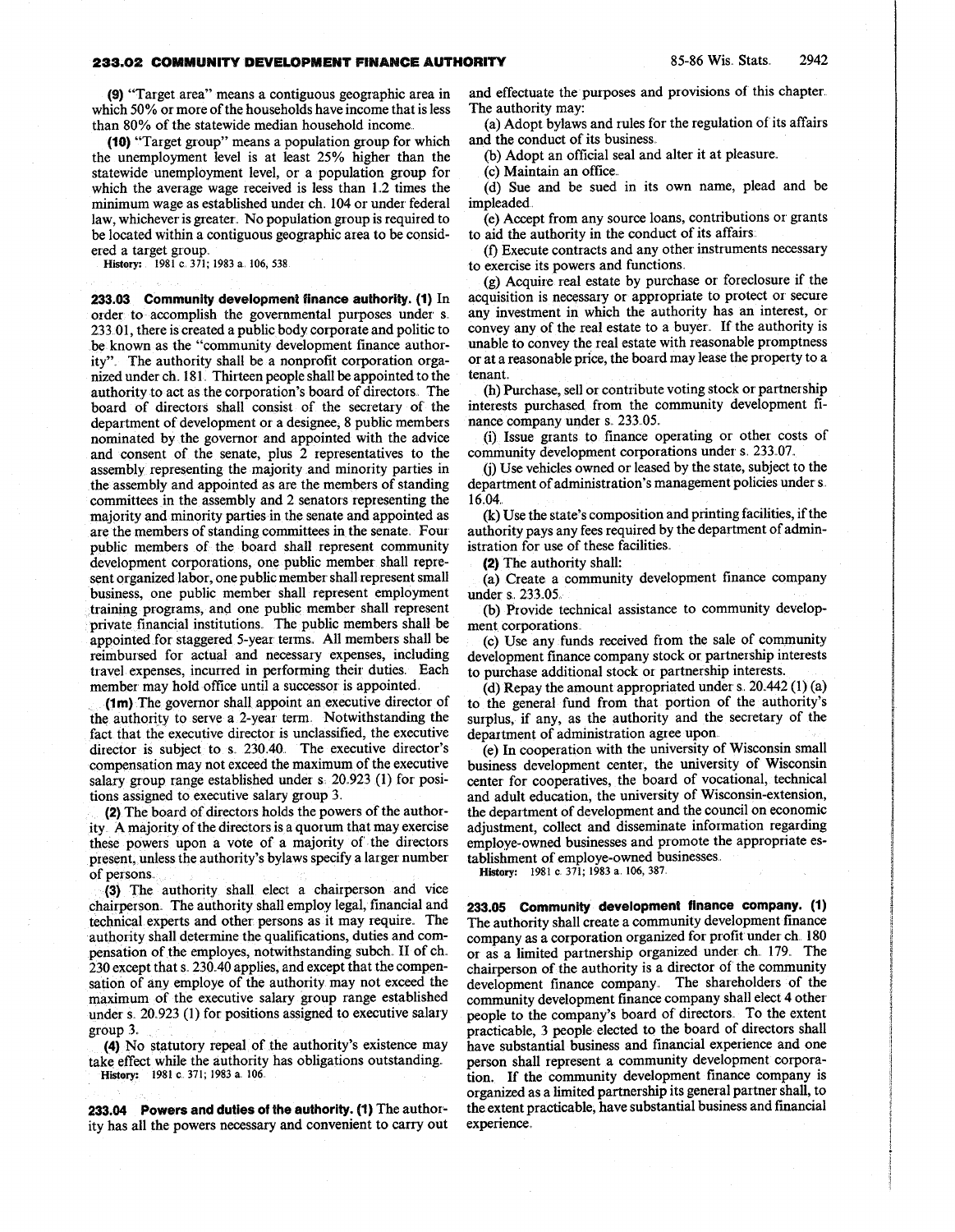(9) "Target area" means a contiguous geographic area in which 50% or more of the households have income that is less than 80% of the statewide median household income.

(10) "Target group" means a population group for which the unemployment level is at least 25% higher than the statewide unemployment level, or a population group for which the average wage received is less than 1.2 times the minimum wage as established under ch. 104 or under federal law, whichever is greater. No population group is required to be located within a contiguous geographic area to be considered a target group.

History: 1981 c. 371; 1983 a. 106, 538.

**233.03 Community development finance authority.** (1) In order to accomplish the governmental purposes under s. 233.01, there is created a public body corporate and politic to be known as the "community development finance authority". The authority shall be a nonprofit corporation organized under ch. 181. Thirteen people shall be appointed to the authority to act as the corporation's board of directors. The board of directors shall consist of the secretary of the department of development or a designee, 8 public members nominated by the governor and appointed with the advice and consent of the senate, plus 2 representatives to the assembly representing the majority and minority parties in the assembly and appointed as are the members of standing committees in the assembly and 2 senators representing the majority and minority parties in the senate and appointed as are the members of standing committees in the senate. Four public members of the board shall represent community development corporations, one public member shall represent organized labor, one public member shall represent small business, one public member shall represent employment training programs, and one public member shall represent private financial institutions. The public members shall be appointed for staggered 5-year terms. All members shall be reimbursed for actual and necessary expenses, including travel expenses, incurred in performing their duties. Each member may hold office until a successor is appointed.

(1m) The governor shall appoint an executive director of the authority to serve a 2-year term. Notwithstanding the fact that the executive director is unclassified, the executive director is subject to s. 230.40. The executive director's compensation may not exceed the maximum of the executive salary group range established under s. 20.923 (1) for positions assigned to executive salary group 3.

(2) The board of directors holds the powers of the authority. A majority of the directors is a quorum that may exercise these powers upon a vote of a majority of the directors present, unless the authority's bylaws specify a larger number of persons.

(3) The authority shall elect a chairperson and vice chairperson. The authority shall employ legal, financial and technical experts and other persons as it may require. The authority shall determine the qualifications, duties and compensation of the employes, notwithstanding subch. II of ch. 230 except that s. 230.40 applies, and except that the compensation of any employe of the authority may not exceed the maximum of the executive salary group range established under s. 20.923 (1) for positions assigned to executive salary group 3.

(4) No statutory repeal of the authority's existence may take effect while the authority has obligations outstanding.

History: 1981 c. 371; 1983 a. 106.

**233.04 Powers and duties of the authority.** (1) The authority has all the powers necessary and convenient to carry out and effectuate the purposes and provisions of this chapter. The authority may:

(a) Adopt bylaws and rules for the regulation of its affairs and the conduct of its business.

(b) Adopt an official seal and alter it at pleasure.

(c) Maintain an office.

(d) Sue and be sued in its own name, plead and be impleaded.

(e) Accept from any source loans, contributions or grants to aid the authority in the conduct of its affairs.

(f) Execute contracts and any other instruments necessary to exercise its powers and functions.

(g) Acquire real estate by purchase or foreclosure if the acquisition is necessary or appropriate to protect or secure any investment in which the authority has an interest, or convey any of the real estate to a buyer. If the authority is unable to convey the real estate with reasonable promptness or at a reasonable price, the board may lease the property to a tenant.

(h) Purchase, sell or contribute voting stock or partnership interests purchased from the community development finance company under s. 233.05.

(i) Issue grants to finance operating or other costs of community development corporations under s. 233.07.

(j) Use vehicles owned or leased by the state, subject to the department of administration's management policies under s. 16.04.

(k) Use the state's composition and printing facilities, if the authority pays any fees required by the department of administration for use of these facilities.

(2) The authority shall:

(a) Create a community development finance company under s. 233.05.

(b) Provide technical assistance to community development corporations.

(c) Use any funds received from the sale of community development finance company stock or partnership interests to purchase additional stock or partnership interests.

(d) Repay the amount appropriated under s. 20.442 (1) (a) to the general fund from that portion of the authority's surplus, if any, as the authority and the secretary of the department of administration agree upon.

(e) In cooperation with the university of Wisconsin small business development center, the university of Wisconsin center for cooperatives, the board of vocational, technical and adult education, the university of Wisconsin-extension, the department of development and the council on economic adjustment, collect and disseminate information regarding employe-owned businesses and promote the appropriate establishment of employe-owned businesses.

History: 1981 c. 371; 1983 a. 106, 387.

**233.05 Community development finance company.** (1) The authority shall create a community development finance company as a corporation organized for profit under ch. 180 or as a limited partnership organized under ch. 179. The chairperson of the authority is a director of the community development finance company. The shareholders of the community development finance company shall elect 4 other people to the company's board of directors. To the extent practicable, 3 people elected to the board of directors shall have substantial business and financial experience and one person shall represent a community development corporation. If the community development finance company is organized as a limited partnership its general partner shall, to the extent practicable, have substantial business and financial experience.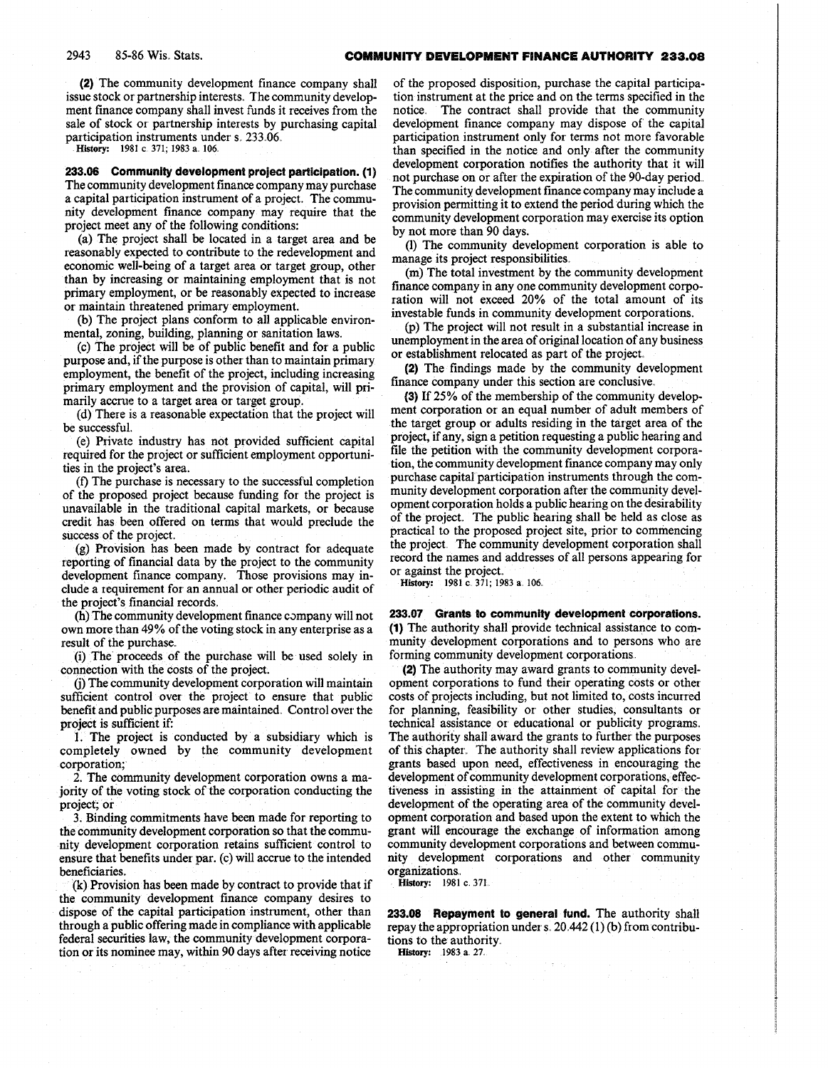(2) The community development finance company shall issue stock or partnership interests. The community development finance company shall invest funds it receives from the sale of stock or partnership interests by purchasing capital participation instruments under s. 233.06.

History: 1981 c. 371; 1983 a. 106.

**233.06 Community development project participation.** (1) The community development finance company may purchase a capital participation instrument of a project. The community development finance company may require that the project meet any of the following conditions:

(a) The project shall be located in a target area and be reasonably expected to contribute to the redevelopment and economic well-being of a target area or target group, other than by increasing or maintaining employment that is not primary employment, or be reasonably expected to increase or maintain threatened primary employment.

(b) The project plans conform to all applicable environmental, zoning, building, planning or sanitation laws.

(c) The project will be of public benefit and for a public purpose and, if the purpose is other than to maintain primary employment, the benefit of the project, including increasing primary employment and the provision of capital, will primarily accrue to a target area or target group.

(d) There is a reasonable expectation that the project will be successful.

(e) Private industry has not provided sufficient capital required for the project or sufficient employment opportunities in the project's area.

(f) The purchase is necessary to the successful completion of the proposed project because funding for the project is unavailable in the traditional capital markets, or because credit has been offered on terms that would preclude the success of the project.

(g) Provision has been made by contract for adequate reporting of financial data by the project to the community development finance company. Those provisions may include a requirement for an annual or other periodic audit of the project's financial records.

(h) The community development finance company will not own more than 49% of the voting stock in any enterprise as a result of the purchase.

(i) The proceeds of the purchase will be used solely in connection with the costs of the project.

(j) The community development corporation will maintain sufficient control over the project to ensure that public benefit and public purposes are maintained. Control over the project is sufficient if:

1. The project is conducted by a subsidiary which is completely owned by the community development corporation;

2. The community development corporation owns a majority of the voting stock of the corporation conducting the project; or

3. Binding commitments have been made for reporting to the community development corporation so that the community development corporation retains sufficient control to ensure that benefits under par. (c) will accrue to the intended beneficiaries.

(k) Provision has been made by contract to provide that if the community development finance company desires to dispose of the capital participation instrument, other than through a public offering made in compliance with applicable federal securities law, the community development corporation or its nominee may, within 90 days after receiving notice of the proposed disposition, purchase the capital participation instrument at the price and on the terms specified in the notice. The contract shall provide that the community development finance company may dispose of the capital participation instrument only for terms not more favorable than specified in the notice and only after the community development corporation notifies the authority that it will not purchase on or after the expiration of the 90-day period. The community development finance company may include a provision permitting it to extend the period during which the community development corporation may exercise its option by not more than 90 days.

(L) The community development corporation is able to manage its project responsibilities.

(m) The total investment by the community development finance company in any one community development corporation will not exceed 20% of the total amount of its investable funds in community development corporations.

(p) The project will not result in a substantial increase in unemployment in the area of original location of any business or establishment relocated as part of the project.

(2) The findings made by the community development finance company under this section are conclusive.

(3) If 25% of the membership of the community development corporation or an equal number of adult members of the target group or adults residing in the target area of the project, if any, sign a petition requesting a public hearing and file the petition with the community development corporation, the community development finance company may only purchase capital participation instruments through the community development corporation after the community development corporation holds a public hearing on the desirability of the project. The public hearing shall be held as close as practical to the proposed project site, prior to commencing the project. The community development corporation shall record the names and addresses of all persons appearing for or against the project.

History: 1981 c. 371; 1983 a. 106.

**233.07 Grants to community development corporations.** (1) The authority shall provide technical assistance to community development corporations and to persons who are forming community development corporations.

(2) The authority may award grants to community development corporations to fund their operating costs or other costs of projects including, but not limited to, costs incurred for planning, feasibility or other studies, consultants or technical assistance or educational or publicity programs. The authority shall award the grants to further the purposes of this chapter. The authority shall review applications for grants based upon need, effectiveness in encouraging the development of community development corporations, effectiveness in assisting in the attainment of capital for the development of the operating area of the community development corporation and based upon the extent to which the grant will encourage the exchange of information among community development corporations and between community development corporations and other community organizations.

History: 1981 c. 371.

**233.08 Repayment to general fund.** The authority shall repay the appropriation under s. 20.442 (1) (b) from contributions to the authority.

History: 1983 a. 27.